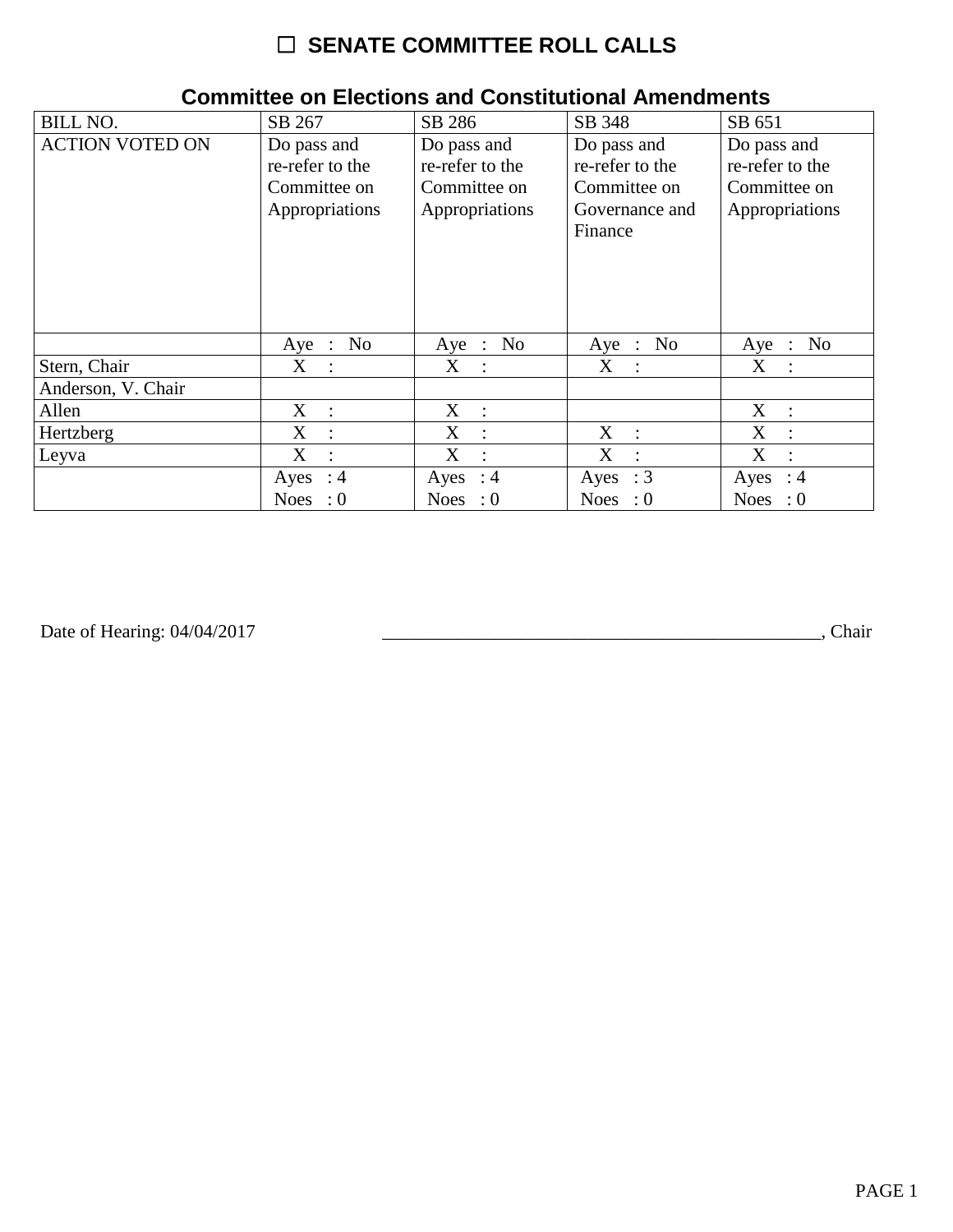# ☐ SENATE COMMITTEE ROLL CALLS

## Committee on Elections and Constitutional Amendments

| BILL NO. | SB 267 | SB 286 | SB 348 | SB 651 |
|---|---|---|---|---|
| ACTION VOTED ON | Do pass and re-refer to the Committee on Appropriations | Do pass and re-refer to the Committee on Appropriations | Do pass and re-refer to the Committee on Governance and Finance | Do pass and re-refer to the Committee on Appropriations |
| | Aye : No | Aye : No | Aye : No | Aye : No |
| Stern, Chair | X : | X : | X : | X : |
| Anderson, V. Chair | | | | |
| Allen | X : | X : | | X : |
| Hertzberg | X : | X : | X : | X : |
| Leyva | X : | X : | X : | X : |
| | Ayes : 4 Noes : 0 | Ayes : 4 Noes : 0 | Ayes : 3 Noes : 0 | Ayes : 4 Noes : 0 |

Date of Hearing: 04/04/2017 \_\_\_\_\_\_\_\_\_\_\_\_\_\_\_\_\_\_\_\_\_\_\_\_\_\_\_\_\_\_\_\_\_\_\_\_\_\_\_\_\_\_\_\_\_\_\_\_, Chair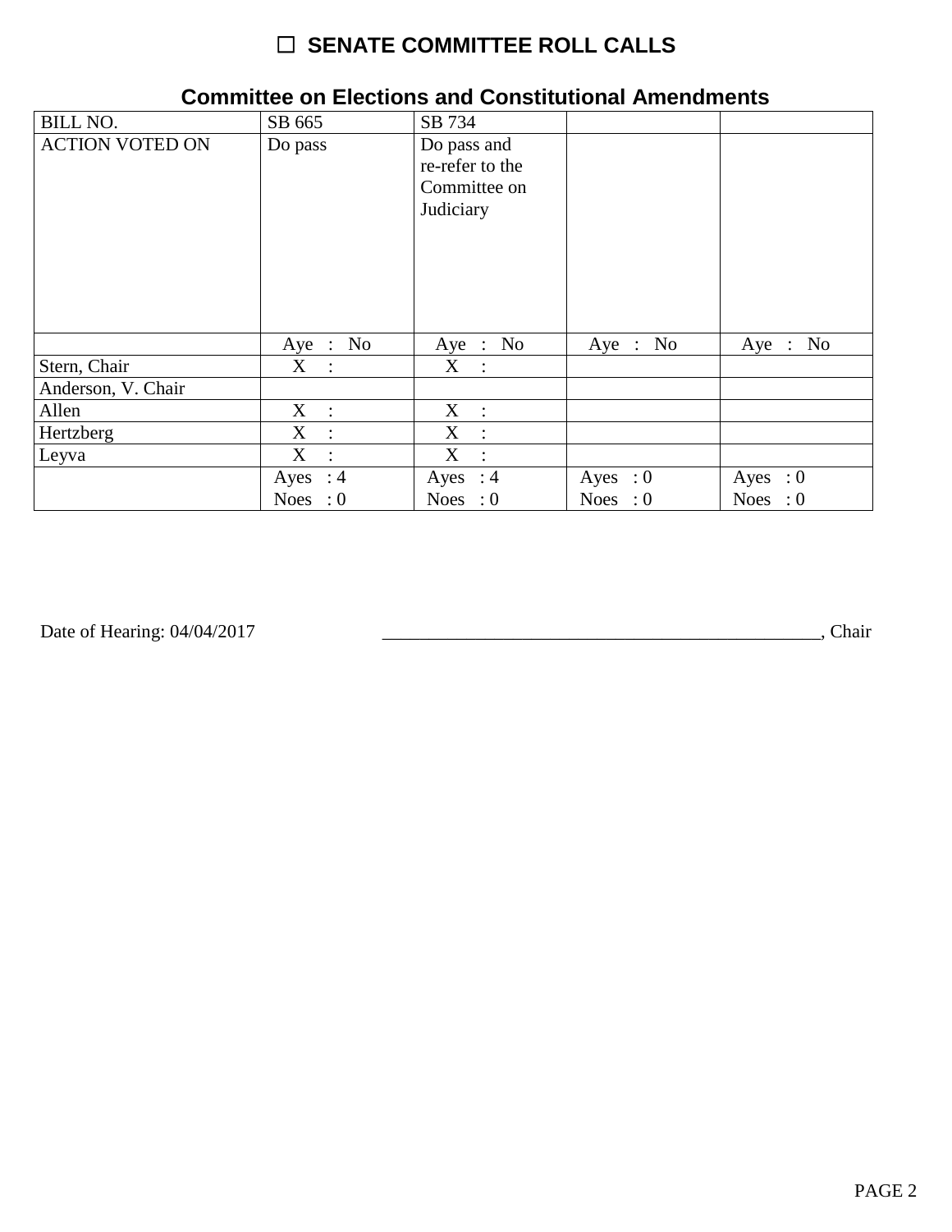# ☐ SENATE COMMITTEE ROLL CALLS

## Committee on Elections and Constitutional Amendments

| BILL NO. | SB 665 | SB 734 | | |
|---|---|---|---|---|
| ACTION VOTED ON | Do pass | Do pass and re-refer to the Committee on Judiciary | | |
| | Aye : No | Aye : No | Aye : No | Aye : No |
| Stern, Chair | X : | X : | | |
| Anderson, V. Chair | | | | |
| Allen | X : | X : | | |
| Hertzberg | X : | X : | | |
| Leyva | X : | X : | | |
| | Ayes : 4<br>Noes : 0 | Ayes : 4<br>Noes : 0 | Ayes : 0<br>Noes : 0 | Ayes : 0<br>Noes : 0 |

Date of Hearing: 04/04/2017 _______________________________________________, Chair